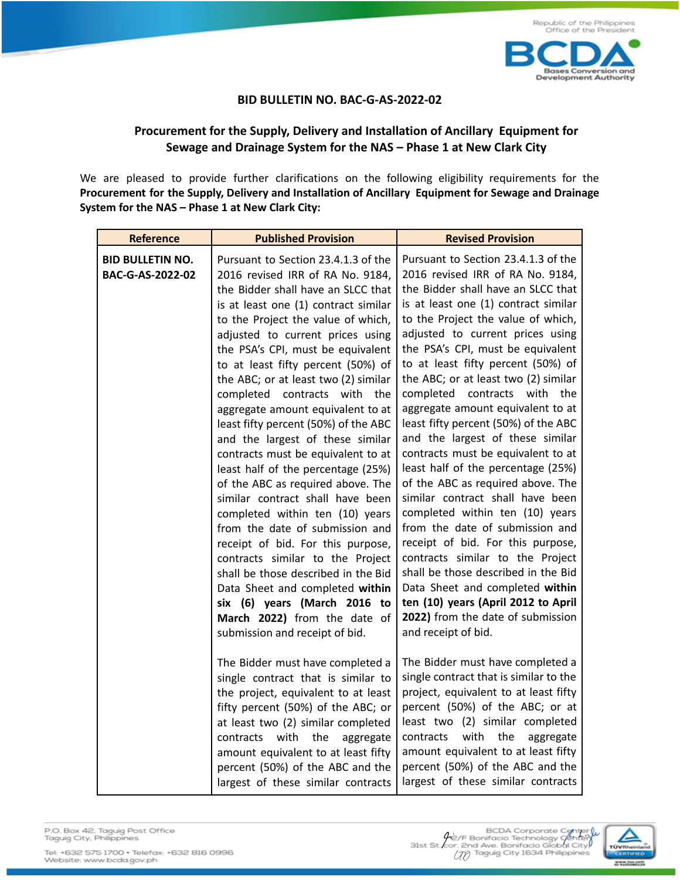Republic of the Philippines
Office of the President

BCDA
Bases Conversion and Development Authority

# BID BULLETIN NO. BAC-G-AS-2022-02

## Procurement for the Supply, Delivery and Installation of Ancillary Equipment for Sewage and Drainage System for the NAS – Phase 1 at New Clark City

We are pleased to provide further clarifications on the following eligibility requirements for the **Procurement for the Supply, Delivery and Installation of Ancillary Equipment for Sewage and Drainage System for the NAS – Phase 1 at New Clark City:**

| Reference | Published Provision | Revised Provision |
|---|---|---|
| **BID BULLETIN NO. BAC-G-AS-2022-02** | Pursuant to Section 23.4.1.3 of the 2016 revised IRR of RA No. 9184, the Bidder shall have an SLCC that is at least one (1) contract similar to the Project the value of which, adjusted to current prices using the PSA's CPI, must be equivalent to at least fifty percent (50%) of the ABC; or at least two (2) similar completed contracts with the aggregate amount equivalent to at least fifty percent (50%) of the ABC and the largest of these similar contracts must be equivalent to at least half of the percentage (25%) of the ABC as required above. The similar contract shall have been completed within ten (10) years from the date of submission and receipt of bid. For this purpose, contracts similar to the Project shall be those described in the Bid Data Sheet and completed **within six (6) years (March 2016 to March 2022)** from the date of submission and receipt of bid.<br><br>The Bidder must have completed a single contract that is similar to the project, equivalent to at least fifty percent (50%) of the ABC; or at least two (2) similar completed contracts with the aggregate amount equivalent to at least fifty percent (50%) of the ABC and the largest of these similar contracts | Pursuant to Section 23.4.1.3 of the 2016 revised IRR of RA No. 9184, the Bidder shall have an SLCC that is at least one (1) contract similar to the Project the value of which, adjusted to current prices using the PSA's CPI, must be equivalent to at least fifty percent (50%) of the ABC; or at least two (2) similar completed contracts with the aggregate amount equivalent to at least fifty percent (50%) of the ABC and the largest of these similar contracts must be equivalent to at least half of the percentage (25%) of the ABC as required above. The similar contract shall have been completed within ten (10) years from the date of submission and receipt of bid. For this purpose, contracts similar to the Project shall be those described in the Bid Data Sheet and completed **within ten (10) years (April 2012 to April 2022)** from the date of submission and receipt of bid.<br><br>The Bidder must have completed a single contract that is similar to the project, equivalent to at least fifty percent (50%) of the ABC; or at least two (2) similar completed contracts with the aggregate amount equivalent to at least fifty percent (50%) of the ABC and the largest of these similar contracts |

P.O. Box 42, Taguig Post Office
Taguig City, Philippines

Tel: +632 575 1700 • Telefax: +632 816 0996
Website: www.bcda.gov.ph

BCDA Corporate Center
2/F Bonifacio Technology Center
31st St. cor. 2nd Ave. Bonifacio Global City
Taguig City 1634 Philippines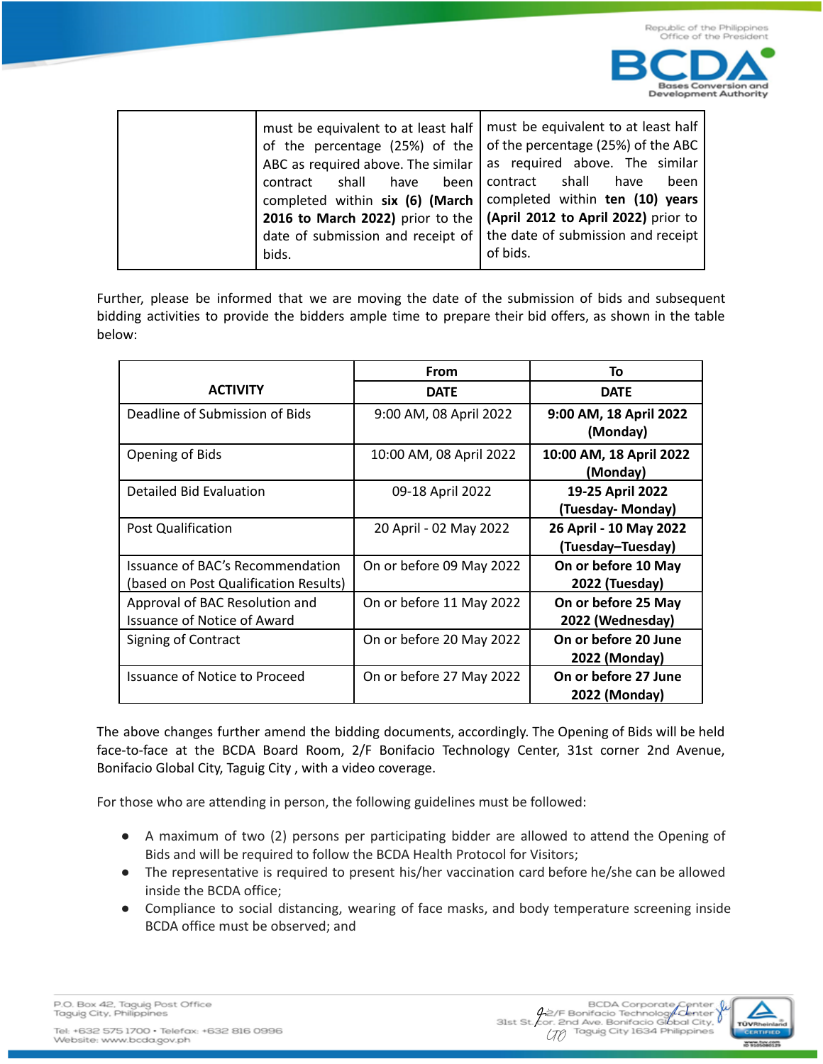| | must be equivalent to at least half of the percentage (25%) of the ABC as required above. The similar contract shall have been completed within **six (6) (March 2016 to March 2022)** prior to the date of submission and receipt of bids. | must be equivalent to at least half of the percentage (25%) of the ABC as required above. The similar contract shall have been completed within **ten (10) years (April 2012 to April 2022)** prior to the date of submission and receipt of bids. |
|---|---|---|

Further, please be informed that we are moving the date of the submission of bids and subsequent bidding activities to provide the bidders ample time to prepare their bid offers, as shown in the table below:

| ACTIVITY | From | To |
|---|---|---|
| | **DATE** | **DATE** |
| Deadline of Submission of Bids | 9:00 AM, 08 April 2022 | **9:00 AM, 18 April 2022 (Monday)** |
| Opening of Bids | 10:00 AM, 08 April 2022 | **10:00 AM, 18 April 2022 (Monday)** |
| Detailed Bid Evaluation | 09-18 April 2022 | **19-25 April 2022 (Tuesday- Monday)** |
| Post Qualification | 20 April - 02 May 2022 | **26 April - 10 May 2022 (Tuesday–Tuesday)** |
| Issuance of BAC's Recommendation (based on Post Qualification Results) | On or before 09 May 2022 | **On or before 10 May 2022 (Tuesday)** |
| Approval of BAC Resolution and Issuance of Notice of Award | On or before 11 May 2022 | **On or before 25 May 2022 (Wednesday)** |
| Signing of Contract | On or before 20 May 2022 | **On or before 20 June 2022 (Monday)** |
| Issuance of Notice to Proceed | On or before 27 May 2022 | **On or before 27 June 2022 (Monday)** |

The above changes further amend the bidding documents, accordingly. The Opening of Bids will be held face-to-face at the BCDA Board Room, 2/F Bonifacio Technology Center, 31st corner 2nd Avenue, Bonifacio Global City, Taguig City , with a video coverage.

For those who are attending in person, the following guidelines must be followed:

- A maximum of two (2) persons per participating bidder are allowed to attend the Opening of Bids and will be required to follow the BCDA Health Protocol for Visitors;
- The representative is required to present his/her vaccination card before he/she can be allowed inside the BCDA office;
- Compliance to social distancing, wearing of face masks, and body temperature screening inside BCDA office must be observed; and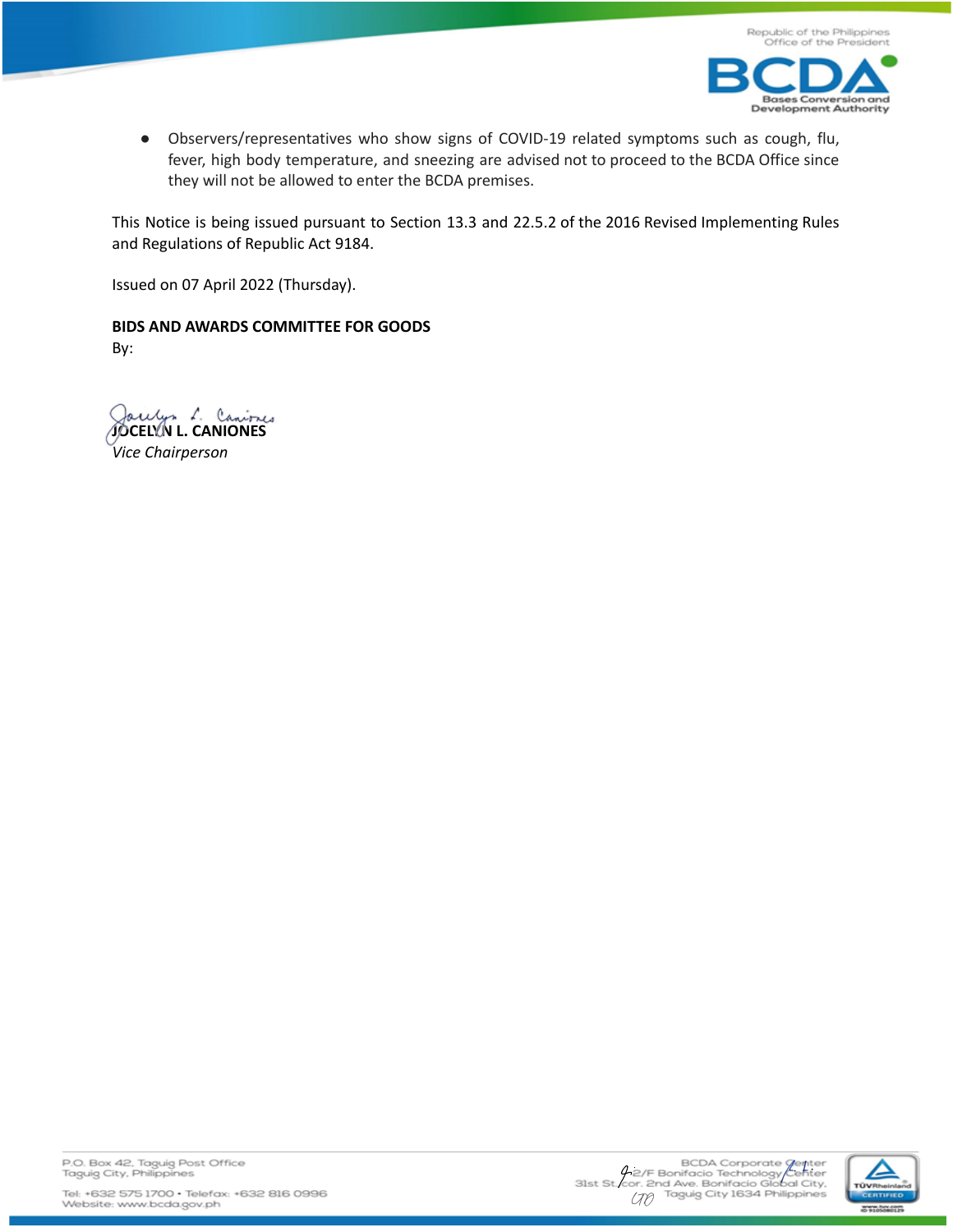- Observers/representatives who show signs of COVID-19 related symptoms such as cough, flu, fever, high body temperature, and sneezing are advised not to proceed to the BCDA Office since they will not be allowed to enter the BCDA premises.

This Notice is being issued pursuant to Section 13.3 and 22.5.2 of the 2016 Revised Implementing Rules and Regulations of Republic Act 9184.

Issued on 07 April 2022 (Thursday).

**BIDS AND AWARDS COMMITTEE FOR GOODS**
By:

**JOCELYN L. CANIONES**
*Vice Chairperson*